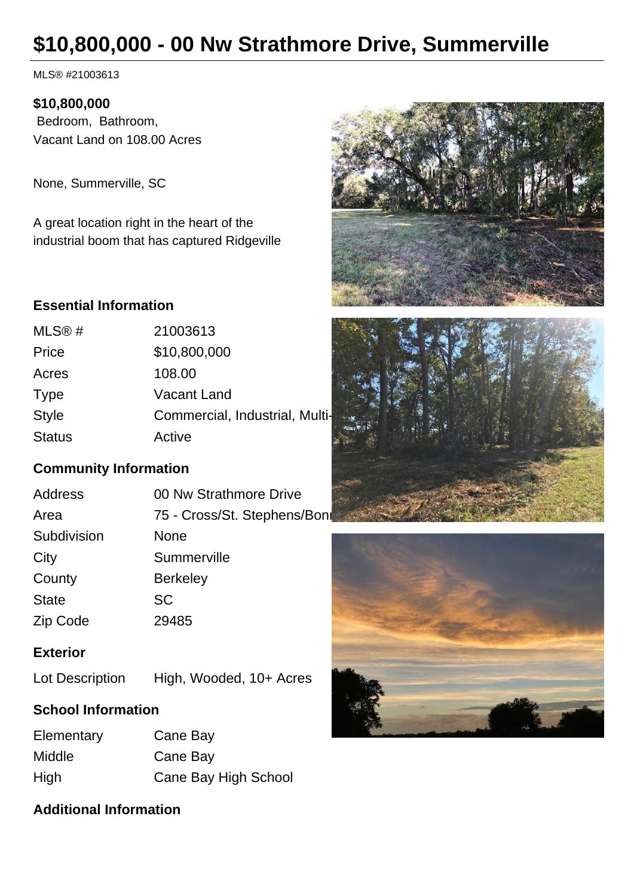# $10,800,000 - 00 Nw Strathmore Drive, Summerville

MLS® #21003613

**$10,800,000**
Bedroom, Bathroom,
Vacant Land on 108.00 Acres

None, Summerville, SC

A great location right in the heart of the industrial boom that has captured Ridgeville

### Essential Information

| | |
|---|---|
| MLS® # | 21003613 |
| Price | $10,800,000 |
| Acres | 108.00 |
| Type | Vacant Land |
| Style | Commercial, Industrial, Multi- |
| Status | Active |

### Community Information

| | |
|---|---|
| Address | 00 Nw Strathmore Drive |
| Area | 75 - Cross/St. Stephens/Bon |
| Subdivision | None |
| City | Summerville |
| County | Berkeley |
| State | SC |
| Zip Code | 29485 |

### Exterior

| | |
|---|---|
| Lot Description | High, Wooded, 10+ Acres |

### School Information

| | |
|---|---|
| Elementary | Cane Bay |
| Middle | Cane Bay |
| High | Cane Bay High School |

### Additional Information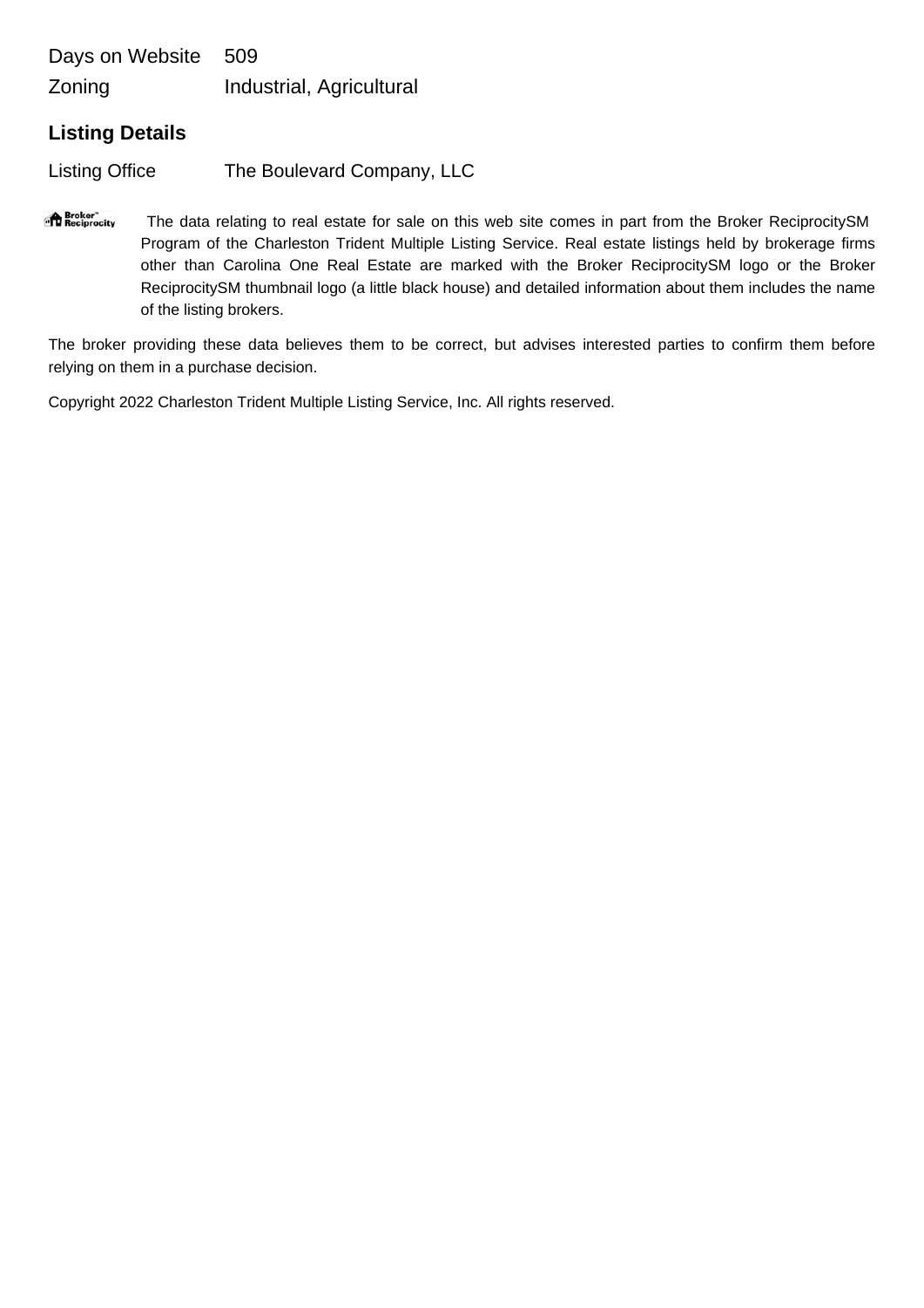| | |
|---|---|
| Days on Website | 509 |
| Zoning | Industrial, Agricultural |

## Listing Details

| | |
|---|---|
| Listing Office | The Boulevard Company, LLC |

The data relating to real estate for sale on this web site comes in part from the Broker ReciprocitySM Program of the Charleston Trident Multiple Listing Service. Real estate listings held by brokerage firms other than Carolina One Real Estate are marked with the Broker ReciprocitySM logo or the Broker ReciprocitySM thumbnail logo (a little black house) and detailed information about them includes the name of the listing brokers.

The broker providing these data believes them to be correct, but advises interested parties to confirm them before relying on them in a purchase decision.

Copyright 2022 Charleston Trident Multiple Listing Service, Inc. All rights reserved.